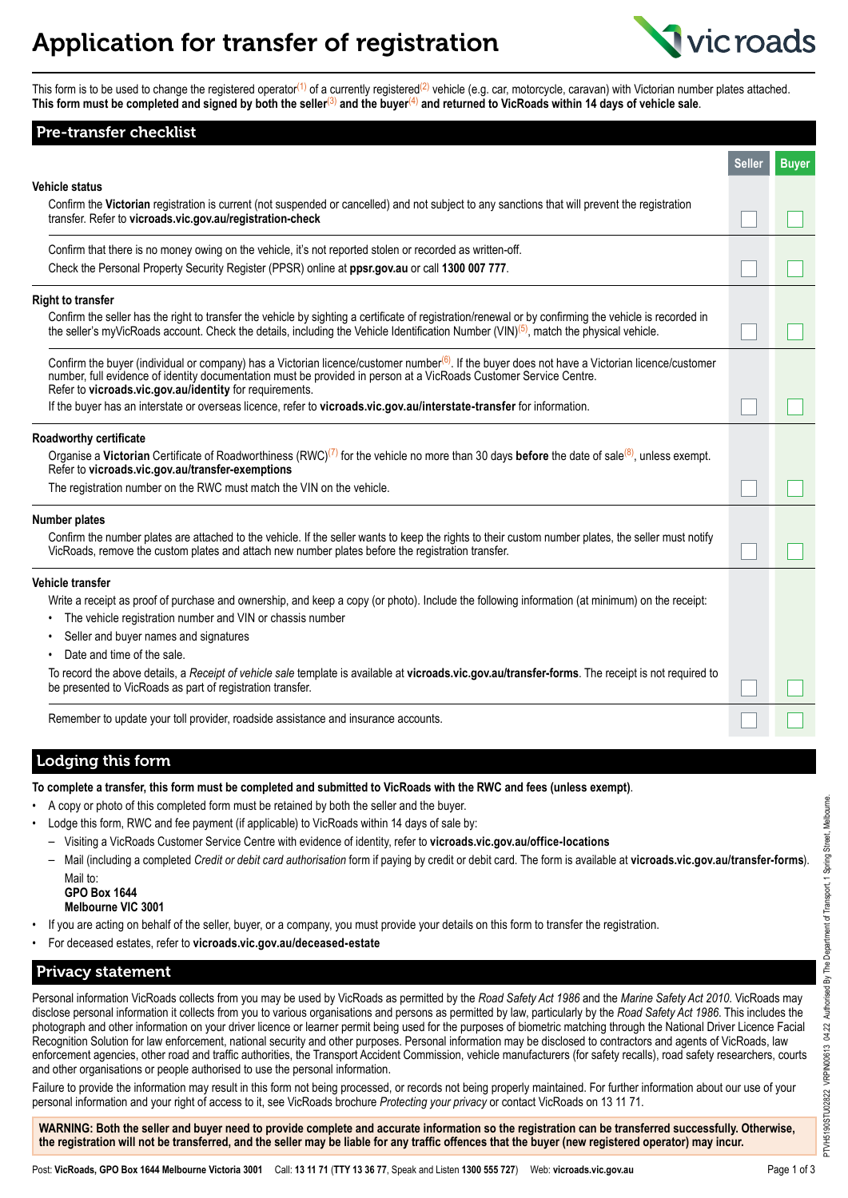# Application for transfer of registration

This form is to be used to change the registered operator[1] of a currently registered[2] vehicle (e.g. car, motorcycle, caravan) with Victorian number plates attached. **This form must be completed and signed by both the seller[3] and the buyer[4] and returned to VicRoads within 14 days of vehicle sale**.

## Pre-transfer checklist

| | Seller | Buyer |
|---|---|---|
| **Vehicle status** | | |
| Confirm the **Victorian** registration is current (not suspended or cancelled) and not subject to any sanctions that will prevent the registration transfer. Refer to **vicroads.vic.gov.au/registration-check** | ☐ | ☐ |
| Confirm that there is no money owing on the vehicle, it's not reported stolen or recorded as written-off. Check the Personal Property Security Register (PPSR) online at **ppsr.gov.au** or call **1300 007 777**. | ☐ | ☐ |
| **Right to transfer** | | |
| Confirm the seller has the right to transfer the vehicle by sighting a certificate of registration/renewal or by confirming the vehicle is recorded in the seller's myVicRoads account. Check the details, including the Vehicle Identification Number (VIN)[5], match the physical vehicle. | ☐ | ☐ |
| Confirm the buyer (individual or company) has a Victorian licence/customer number[6]. If the buyer does not have a Victorian licence/customer number, full evidence of identity documentation must be provided in person at a VicRoads Customer Service Centre. Refer to **vicroads.vic.gov.au/identity** for requirements. If the buyer has an interstate or overseas licence, refer to **vicroads.vic.gov.au/interstate-transfer** for information. | ☐ | ☐ |
| **Roadworthy certificate** | | |
| Organise a **Victorian** Certificate of Roadworthiness (RWC)[7] for the vehicle no more than 30 days **before** the date of sale[8], unless exempt. Refer to **vicroads.vic.gov.au/transfer-exemptions**. The registration number on the RWC must match the VIN on the vehicle. | ☐ | ☐ |
| **Number plates** | | |
| Confirm the number plates are attached to the vehicle. If the seller wants to keep the rights to their custom number plates, the seller must notify VicRoads, remove the custom plates and attach new number plates before the registration transfer. | ☐ | ☐ |
| **Vehicle transfer** | | |
| Write a receipt as proof of purchase and ownership, and keep a copy (or photo). Include the following information (at minimum) on the receipt: • The vehicle registration number and VIN or chassis number • Seller and buyer names and signatures • Date and time of the sale. To record the above details, a *Receipt of vehicle sale* template is available at **vicroads.vic.gov.au/transfer-forms**. The receipt is not required to be presented to VicRoads as part of registration transfer. | ☐ | ☐ |
| Remember to update your toll provider, roadside assistance and insurance accounts. | ☐ | ☐ |

## Lodging this form

**To complete a transfer, this form must be completed and submitted to VicRoads with the RWC and fees (unless exempt)**.

- A copy or photo of this completed form must be retained by both the seller and the buyer.
- Lodge this form, RWC and fee payment (if applicable) to VicRoads within 14 days of sale by:
  - Visiting a VicRoads Customer Service Centre with evidence of identity, refer to **vicroads.vic.gov.au/office-locations**
  - Mail (including a completed *Credit or debit card authorisation* form if paying by credit or debit card. The form is available at **vicroads.vic.gov.au/transfer-forms**).
    Mail to:
    **GPO Box 1644**
    **Melbourne VIC 3001**
- If you are acting on behalf of the seller, buyer, or a company, you must provide your details on this form to transfer the registration.
- For deceased estates, refer to **vicroads.vic.gov.au/deceased-estate**

## Privacy statement

Personal information VicRoads collects from you may be used by VicRoads as permitted by the *Road Safety Act 1986* and the *Marine Safety Act 2010*. VicRoads may disclose personal information it collects from you to various organisations and persons as permitted by law, particularly by the *Road Safety Act 1986*. This includes the photograph and other information on your driver licence or learner permit being used for the purposes of biometric matching through the National Driver Licence Facial Recognition Solution for law enforcement, national security and other purposes. Personal information may be disclosed to contractors and agents of VicRoads, law enforcement agencies, other road and traffic authorities, the Transport Accident Commission, vehicle manufacturers (for safety recalls), road safety researchers, courts and other organisations or people authorised to use the personal information.

Failure to provide the information may result in this form not being processed, or records not being properly maintained. For further information about our use of personal information and your right of access to it, see VicRoads brochure *Protecting your privacy* or contact VicRoads on 13 11 71.

**WARNING: Both the seller and buyer need to provide complete and accurate information so the registration can be transferred successfully. Otherwise, the registration will not be transferred, and the seller may be liable for any traffic offences that the buyer (new registered operator) may incur.**

Post: **VicRoads, GPO Box 1644 Melbourne Victoria 3001** Call: **13 11 71** (**TTY 13 36 77**, Speak and Listen **1300 555 727**) Web: **vicroads.vic.gov.au**

PTVH5190STU02822 VRPIN00613 04.22 Authorised By The Department of Transport, 1 Spring Street, Melbourne.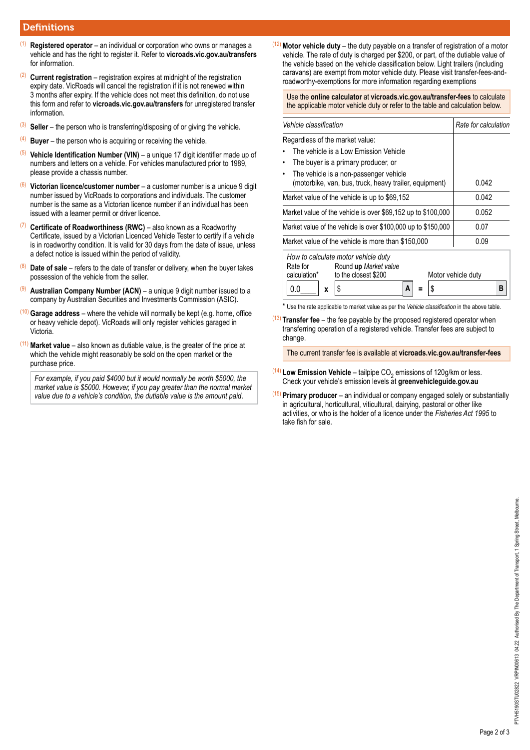## Definitions

(1) **Registered operator** – an individual or corporation who owns or manages a vehicle and has the right to register it. Refer to **vicroads.vic.gov.au/transfers** for information.

(2) **Current registration** – registration expires at midnight of the registration expiry date. VicRoads will cancel the registration if it is not renewed within 3 months after expiry. If the vehicle does not meet this definition, do not use this form and refer to **vicroads.vic.gov.au/transfers** for unregistered transfer information.

(3) **Seller** – the person who is transferring/disposing of or giving the vehicle.

(4) **Buyer** – the person who is acquiring or receiving the vehicle.

(5) **Vehicle Identification Number (VIN)** – a unique 17 digit identifier made up of numbers and letters on a vehicle. For vehicles manufactured prior to 1989, please provide a chassis number.

(6) **Victorian licence/customer number** – a customer number is a unique 9 digit number issued by VicRoads to corporations and individuals. The customer number is the same as a Victorian licence number if an individual has been issued with a learner permit or driver licence.

(7) **Certificate of Roadworthiness (RWC)** – also known as a Roadworthy Certificate, issued by a Victorian Licenced Vehicle Tester to certify if a vehicle is in roadworthy condition. It is valid for 30 days from the date of issue, unless a defect notice is issued within the period of validity.

(8) **Date of sale** – refers to the date of transfer or delivery, when the buyer takes possession of the vehicle from the seller.

(9) **Australian Company Number (ACN)** – a unique 9 digit number issued to a company by Australian Securities and Investments Commission (ASIC).

(10) **Garage address** – where the vehicle will normally be kept (e.g. home, office or heavy vehicle depot). VicRoads will only register vehicles garaged in Victoria.

(11) **Market value** – also known as dutiable value, is the greater of the price at which the vehicle might reasonably be sold on the open market or the purchase price.

*For example, if you paid $4000 but it would normally be worth $5000, the market value is $5000. However, if you pay greater than the normal market value due to a vehicle's condition, the dutiable value is the amount paid.*

(12) **Motor vehicle duty** – the duty payable on a transfer of registration of a motor vehicle. The rate of duty is charged per $200, or part, of the dutiable value of the vehicle based on the vehicle classification below. Light trailers (including caravans) are exempt from motor vehicle duty. Please visit transfer-fees-and-roadworthy-exemptions for more information regarding exemptions

Use the **online calculator** at **vicroads.vic.gov.au/transfer-fees** to calculate the applicable motor vehicle duty or refer to the table and calculation below.

| *Vehicle classification* | *Rate for calculation* |
|---|---|
| Regardless of the market value:<br>• The vehicle is a Low Emission Vehicle<br>• The buyer is a primary producer, or<br>• The vehicle is a non-passenger vehicle (motorbike, van, bus, truck, heavy trailer, equipment) | 0.042 |
| Market value of the vehicle is up to $69,152 | 0.042 |
| Market value of the vehicle is over $69,152 up to $100,000 | 0.052 |
| Market value of the vehicle is over $100,000 up to $150,000 | 0.07 |
| Market value of the vehicle is more than $150,000 | 0.09 |

*How to calculate motor vehicle duty*

| Rate for calculation* | | Round **up** *Market value* to the closest $200 | | Motor vehicle duty |
|---|---|---|---|---|
| 0.0____ | x | $ __________ A | = | $ __________ B |

\* Use the rate applicable to market value as per the *Vehicle classification* in the above table.

(13) **Transfer fee** – the fee payable by the proposed registered operator when transferring operation of a registered vehicle. Transfer fees are subject to change.

The current transfer fee is available at **vicroads.vic.gov.au/transfer-fees**

(14) **Low Emission Vehicle** – tailpipe $CO_2$ emissions of 120g/km or less. Check your vehicle's emission levels at **greenvehicleguide.gov.au**

(15) **Primary producer** – an individual or company engaged solely or substantially in agricultural, horticultural, viticultural, dairying, pastoral or other like activities, or who is the holder of a licence under the *Fisheries Act 1995* to take fish for sale.

PTVH5190STU02822 VRPIN00613 04.22 Authorised By The Department of Transport, 1 Spring Street, Melbourne.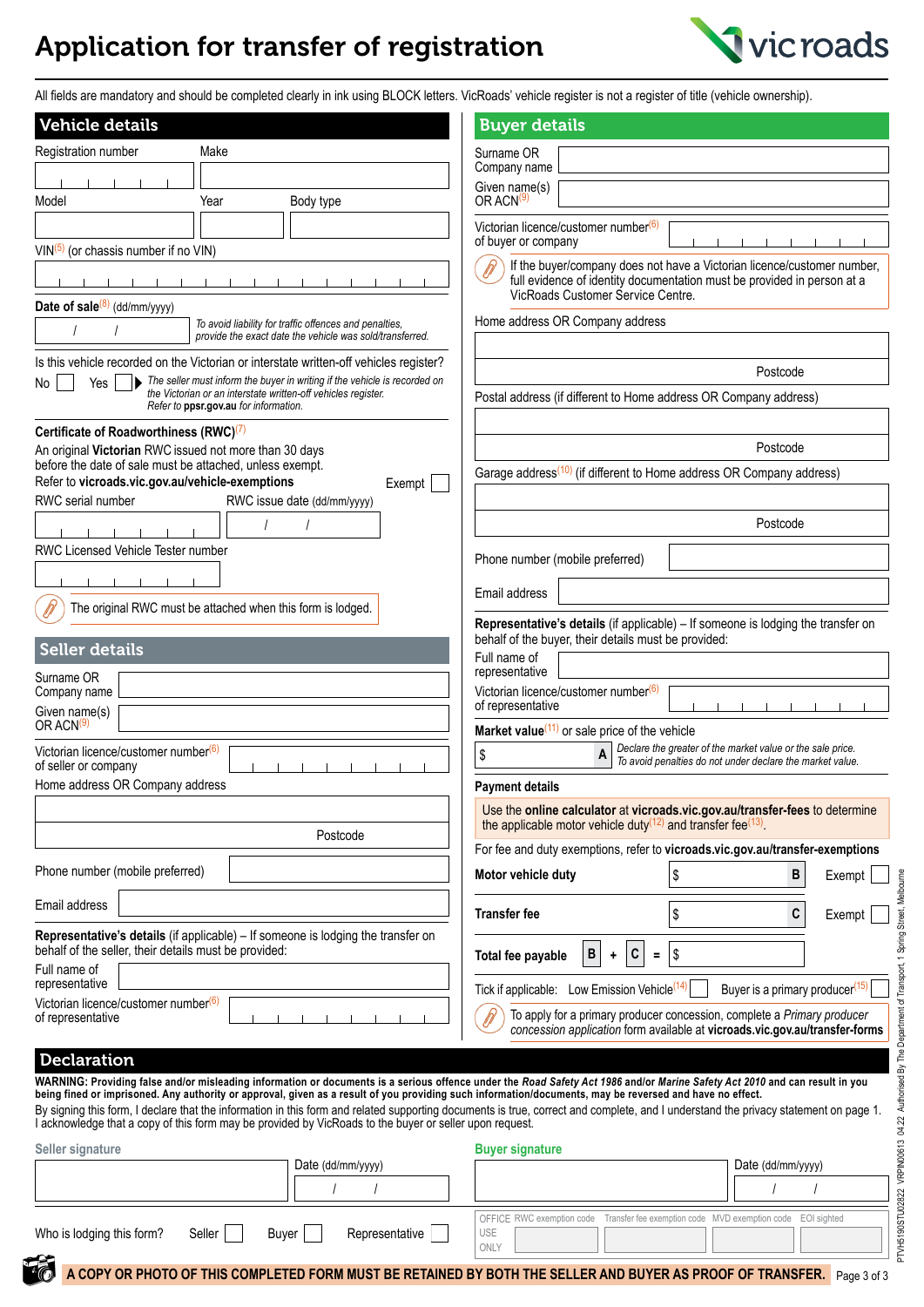# Application for transfer of registration

All fields are mandatory and should be completed clearly in ink using BLOCK letters. VicRoads' vehicle register is not a register of title (vehicle ownership).

## Vehicle details

Registration number

Make

Model

Year

Body type

VIN[5] (or chassis number if no VIN)

**Date of sale**[8] (dd/mm/yyyy)

/ /

*To avoid liability for traffic offences and penalties, provide the exact date the vehicle was sold/transferred.*

Is this vehicle recorded on the Victorian or interstate written-off vehicles register?

No ☐ Yes ☐ *The seller must inform the buyer in writing if the vehicle is recorded on the Victorian or an interstate written-off vehicles register. Refer to* ***ppsr.gov.au*** *for information.*

**Certificate of Roadworthiness (RWC)**[7]

An original **Victorian** RWC issued not more than 30 days before the date of sale must be attached, unless exempt. Refer to **vicroads.vic.gov.au/vehicle-exemptions**

Exempt ☐

RWC serial number

RWC issue date (dd/mm/yyyy)

/ /

RWC Licensed Vehicle Tester number

The original RWC must be attached when this form is lodged.

## Seller details

Surname OR Company name

Given name(s) OR ACN[9]

Victorian licence/customer number[6] of seller or company

Home address OR Company address

Postcode

Phone number (mobile preferred)

Email address

**Representative's details** (if applicable) – If someone is lodging the transfer on behalf of the seller, their details must be provided:

Full name of representative

Victorian licence/customer number[6] of representative

## Buyer details

Surname OR Company name

Given name(s) OR ACN[9]

Victorian licence/customer number[6] of buyer or company

If the buyer/company does not have a Victorian licence/customer number, full evidence of identity documentation must be provided in person at a VicRoads Customer Service Centre.

Home address OR Company address

Postcode

Postal address (if different to Home address OR Company address)

Postcode

Garage address[10] (if different to Home address OR Company address)

Postcode

Phone number (mobile preferred)

Email address

**Representative's details** (if applicable) – If someone is lodging the transfer on behalf of the buyer, their details must be provided:

Full name of representative

Victorian licence/customer number[6] of representative

**Market value**[11] or sale price of the vehicle

$ **A** *Declare the greater of the market value or the sale price. To avoid penalties do not under declare the market value.*

**Payment details**

Use the **online calculator** at **vicroads.vic.gov.au/transfer-fees** to determine the applicable motor vehicle duty[12] and transfer fee[13].

For fee and duty exemptions, refer to **vicroads.vic.gov.au/transfer-exemptions**

**Motor vehicle duty** $ **B** Exempt ☐

**Transfer fee** $ **C** Exempt ☐

**Total fee payable** **B** + **C** = $

Tick if applicable: Low Emission Vehicle[14] ☐ Buyer is a primary producer[15] ☐

To apply for a primary producer concession, complete a *Primary producer concession application* form available at **vicroads.vic.gov.au/transfer-forms**

## Declaration

**WARNING: Providing false and/or misleading information or documents is a serious offence under the *Road Safety Act 1986* and/or *Marine Safety Act 2010* and can result in you being fined or imprisoned. Any authority or approval, given as a result of you providing such information/documents, may be reversed and have no effect.**

By signing this form, I declare that the information in this form and related supporting documents is true, correct and complete, and I understand the privacy statement on page 1. I acknowledge that a copy of this form may be provided by VicRoads to the buyer or seller upon request.

**Seller signature**

Date (dd/mm/yyyy) / /

**Buyer signature**

Date (dd/mm/yyyy) / /

Who is lodging this form? Seller ☐ Buyer ☐ Representative ☐

| OFFICE USE ONLY | RWC exemption code | Transfer fee exemption code | MVD exemption code | EOI sighted |
|---|---|---|---|---|
| | | | | |

**A COPY OR PHOTO OF THIS COMPLETED FORM MUST BE RETAINED BY BOTH THE SELLER AND BUYER AS PROOF OF TRANSFER.**

PTVH5190STU02822 VRPIN00613 04.22 Authorised By The Department of Transport, 1 Spring Street, Melbourne